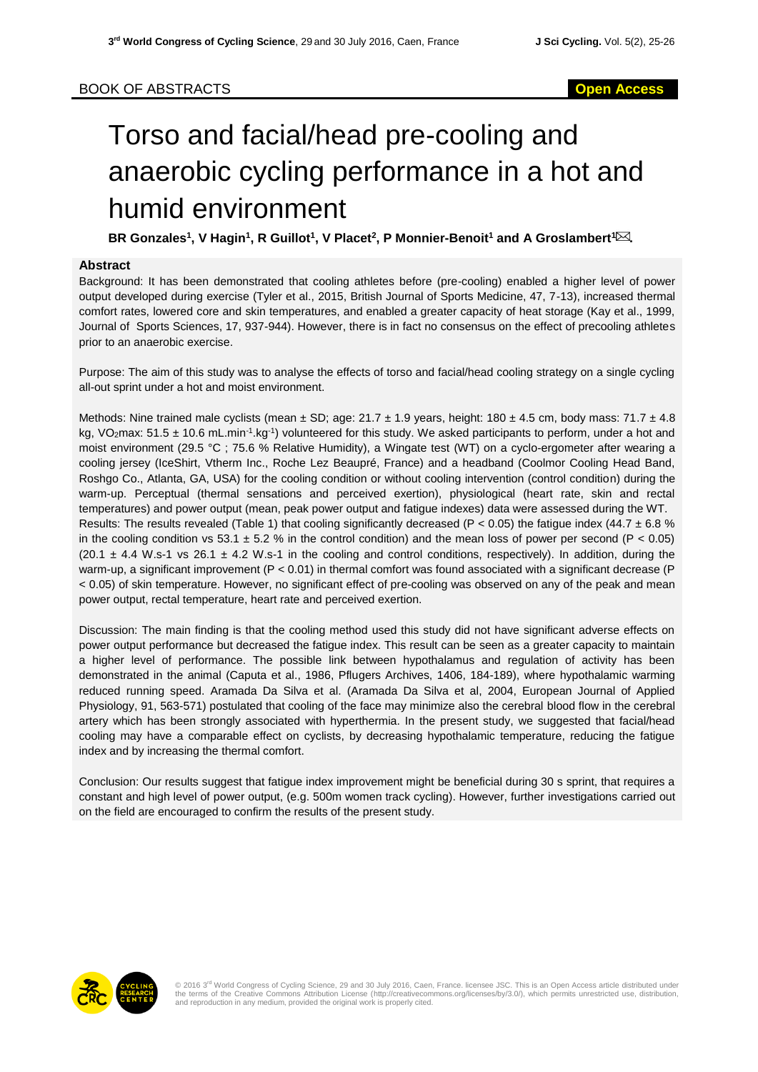BOOK OF ABSTRACTS

Open Access

# Torso and facial/head pre-cooling and anaerobic cycling performance in a hot and humid environment

**BR Gonzales[1], V Hagin[1], R Guillot[1], V Placet[2], P Monnier-Benoit[1] and A Groslambert[1]✉.**

## Abstract

Background: It has been demonstrated that cooling athletes before (pre-cooling) enabled a higher level of power output developed during exercise (Tyler et al., 2015, British Journal of Sports Medicine, 47, 7-13), increased thermal comfort rates, lowered core and skin temperatures, and enabled a greater capacity of heat storage (Kay et al., 1999, Journal of Sports Sciences, 17, 937-944). However, there is in fact no consensus on the effect of precooling athletes prior to an anaerobic exercise.

Purpose: The aim of this study was to analyse the effects of torso and facial/head cooling strategy on a single cycling all-out sprint under a hot and moist environment.

Methods: Nine trained male cyclists (mean ± SD; age: 21.7 ± 1.9 years, height: 180 ± 4.5 cm, body mass: 71.7 ± 4.8 kg, $VO_2$max: 51.5 ± 10.6 mL.min$^{-1}$.kg$^{-1}$) volunteered for this study. We asked participants to perform, under a hot and moist environment (29.5 °C ; 75.6 % Relative Humidity), a Wingate test (WT) on a cyclo-ergometer after wearing a cooling jersey (IceShirt, Vtherm Inc., Roche Lez Beaupré, France) and a headband (Coolmor Cooling Head Band, Roshgo Co., Atlanta, GA, USA) for the cooling condition or without cooling intervention (control condition) during the warm-up. Perceptual (thermal sensations and perceived exertion), physiological (heart rate, skin and rectal temperatures) and power output (mean, peak power output and fatigue indexes) data were assessed during the WT.
Results: The results revealed (Table 1) that cooling significantly decreased ($P < 0.05$) the fatigue index (44.7 ± 6.8 % in the cooling condition vs 53.1 ± 5.2 % in the control condition) and the mean loss of power per second ($P < 0.05$) (20.1 ± 4.4 W.s-1 vs 26.1 ± 4.2 W.s-1 in the cooling and control conditions, respectively). In addition, during the warm-up, a significant improvement ($P < 0.01$) in thermal comfort was found associated with a significant decrease ($P < 0.05$) of skin temperature. However, no significant effect of pre-cooling was observed on any of the peak and mean power output, rectal temperature, heart rate and perceived exertion.

Discussion: The main finding is that the cooling method used this study did not have significant adverse effects on power output performance but decreased the fatigue index. This result can be seen as a greater capacity to maintain a higher level of performance. The possible link between hypothalamus and regulation of activity has been demonstrated in the animal (Caputa et al., 1986, Pflugers Archives, 1406, 184-189), where hypothalamic warming reduced running speed. Aramada Da Silva et al. (Aramada Da Silva et al, 2004, European Journal of Applied Physiology, 91, 563-571) postulated that cooling of the face may minimize also the cerebral blood flow in the cerebral artery which has been strongly associated with hyperthermia. In the present study, we suggested that facial/head cooling may have a comparable effect on cyclists, by decreasing hypothalamic temperature, reducing the fatigue index and by increasing the thermal comfort.

Conclusion: Our results suggest that fatigue index improvement might be beneficial during 30 s sprint, that requires a constant and high level of power output, (e.g. 500m women track cycling). However, further investigations carried out on the field are encouraged to confirm the results of the present study.

© 2016 3rd World Congress of Cycling Science, 29 and 30 July 2016, Caen, France. licensee JSC. This is an Open Access article distributed under the terms of the Creative Commons Attribution License (http://creativecommons.org/licenses/by/3.0/), which permits unrestricted use, distribution, and reproduction in any medium, provided the original work is properly cited.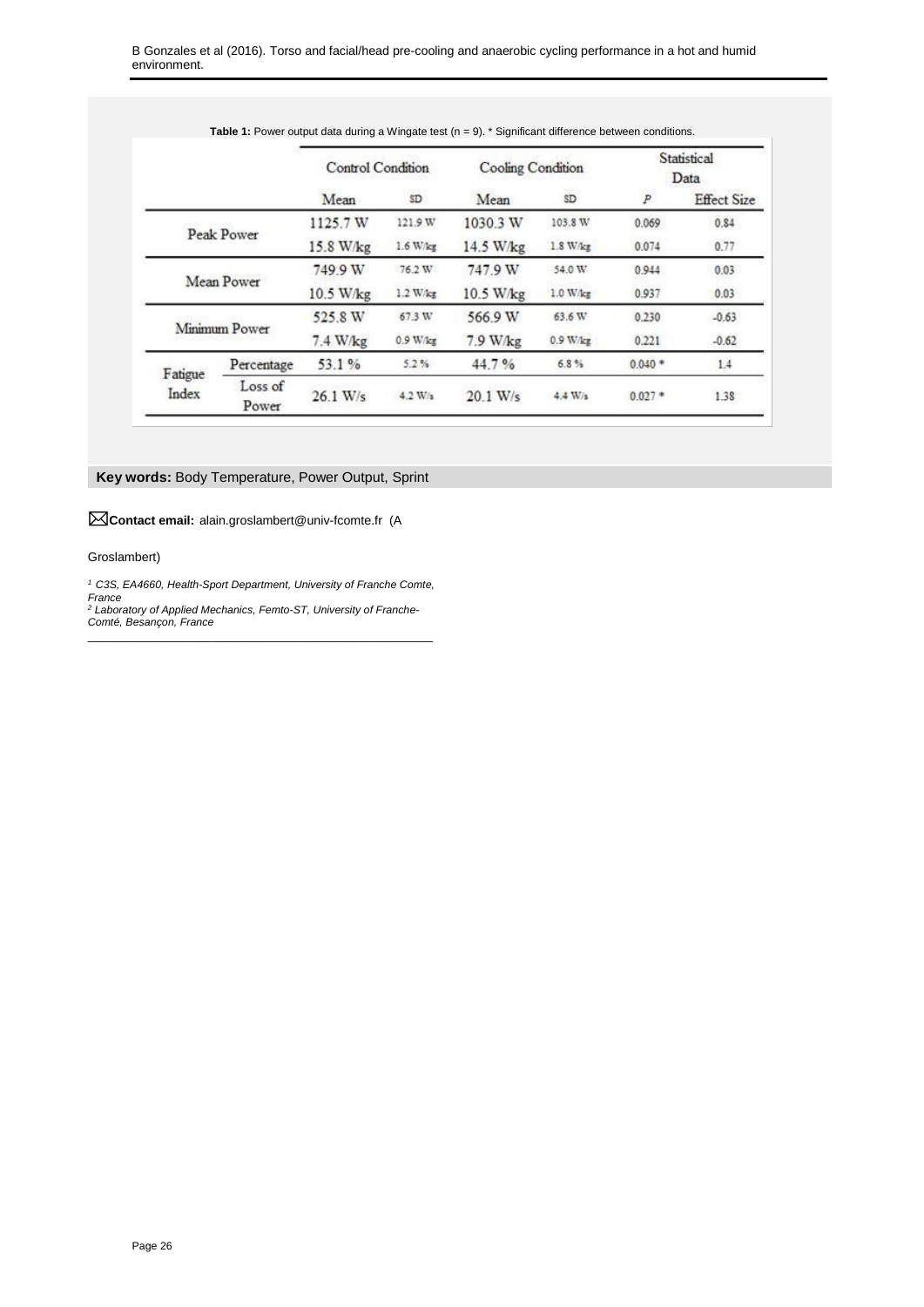**Table 1:** Power output data during a Wingate test (n = 9). * Significant difference between conditions.

| | | Control Condition | | Cooling Condition | | Statistical Data | |
|---|---|---|---|---|---|---|---|
| | | Mean | SD | Mean | SD | P | Effect Size |
| Peak Power | | 1125.7 W | 121.9 W | 1030.3 W | 103.8 W | 0.069 | 0.84 |
| | | 15.8 W/kg | 1.6 W/kg | 14.5 W/kg | 1.8 W/kg | 0.074 | 0.77 |
| Mean Power | | 749.9 W | 76.2 W | 747.9 W | 54.0 W | 0.944 | 0.03 |
| | | 10.5 W/kg | 1.2 W/kg | 10.5 W/kg | 1.0 W/kg | 0.937 | 0.03 |
| Minimum Power | | 525.8 W | 67.3 W | 566.9 W | 63.6 W | 0.230 | -0.63 |
| | | 7.4 W/kg | 0.9 W/kg | 7.9 W/kg | 0.9 W/kg | 0.221 | -0.62 |
| Fatigue Index | Percentage | 53.1 % | 5.2 % | 44.7 % | 6.8 % | 0.040 * | 1.4 |
| | Loss of Power | 26.1 W/s | 4.2 W/s | 20.1 W/s | 4.4 W/s | 0.027 * | 1.38 |

**Key words:** Body Temperature, Power Output, Sprint

✉**Contact email:** alain.groslambert@univ-fcomte.fr (A Groslambert)

[1] *C3S, EA4660, Health-Sport Department, University of Franche Comte, France*
[2] *Laboratory of Applied Mechanics, Femto-ST, University of Franche-Comté, Besançon, France*